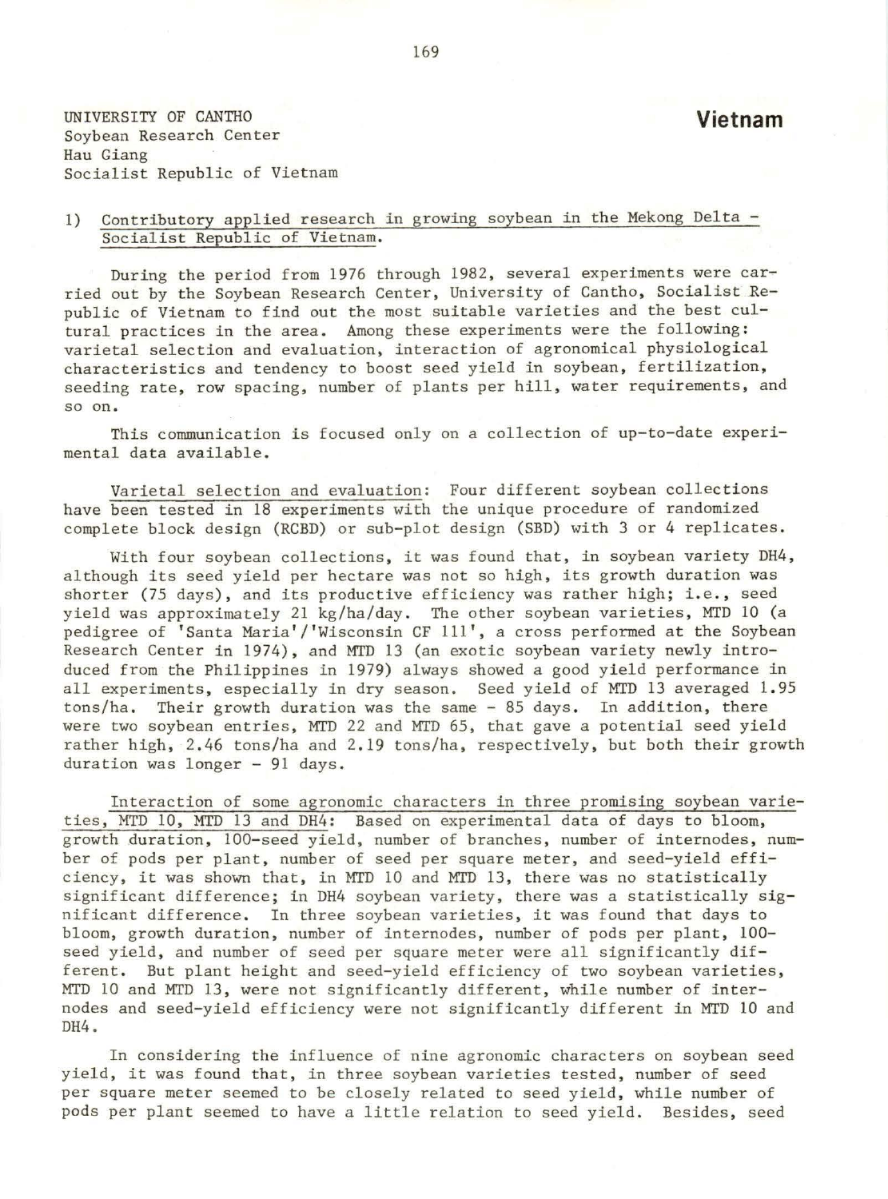UNIVERSITY OF CANTHO
Soybean Research Center
Hau Giang
Socialist Republic of Vietnam

# Vietnam

## 1) Contributory applied research in growing soybean in the Mekong Delta - Socialist Republic of Vietnam.

During the period from 1976 through 1982, several experiments were carried out by the Soybean Research Center, University of Cantho, Socialist Republic of Vietnam to find out the most suitable varieties and the best cultural practices in the area. Among these experiments were the following: varietal selection and evaluation, interaction of agronomical physiological characteristics and tendency to boost seed yield in soybean, fertilization, seeding rate, row spacing, number of plants per hill, water requirements, and so on.

This communication is focused only on a collection of up-to-date experimental data available.

Varietal selection and evaluation: Four different soybean collections have been tested in 18 experiments with the unique procedure of randomized complete block design (RCBD) or sub-plot design (SBD) with 3 or 4 replicates.

With four soybean collections, it was found that, in soybean variety DH4, although its seed yield per hectare was not so high, its growth duration was shorter (75 days), and its productive efficiency was rather high; i.e., seed yield was approximately 21 kg/ha/day. The other soybean varieties, MTD 10 (a pedigree of 'Santa Maria'/'Wisconsin CF 111', a cross performed at the Soybean Research Center in 1974), and MTD 13 (an exotic soybean variety newly introduced from the Philippines in 1979) always showed a good yield performance in all experiments, especially in dry season. Seed yield of MTD 13 averaged 1.95 tons/ha. Their growth duration was the same - 85 days. In addition, there were two soybean entries, MTD 22 and MTD 65, that gave a potential seed yield rather high, 2.46 tons/ha and 2.19 tons/ha, respectively, but both their growth duration was longer - 91 days.

Interaction of some agronomic characters in three promising soybean varieties, MTD 10, MTD 13 and DH4: Based on experimental data of days to bloom, growth duration, 100-seed yield, number of branches, number of internodes, number of pods per plant, number of seed per square meter, and seed-yield efficiency, it was shown that, in MTD 10 and MTD 13, there was no statistically significant difference; in DH4 soybean variety, there was a statistically significant difference. In three soybean varieties, it was found that days to bloom, growth duration, number of internodes, number of pods per plant, 100-seed yield, and number of seed per square meter were all significantly different. But plant height and seed-yield efficiency of two soybean varieties, MTD 10 and MTD 13, were not significantly different, while number of internodes and seed-yield efficiency were not significantly different in MTD 10 and DH4.

In considering the influence of nine agronomic characters on soybean seed yield, it was found that, in three soybean varieties tested, number of seed per square meter seemed to be closely related to seed yield, while number of pods per plant seemed to have a little relation to seed yield. Besides, seed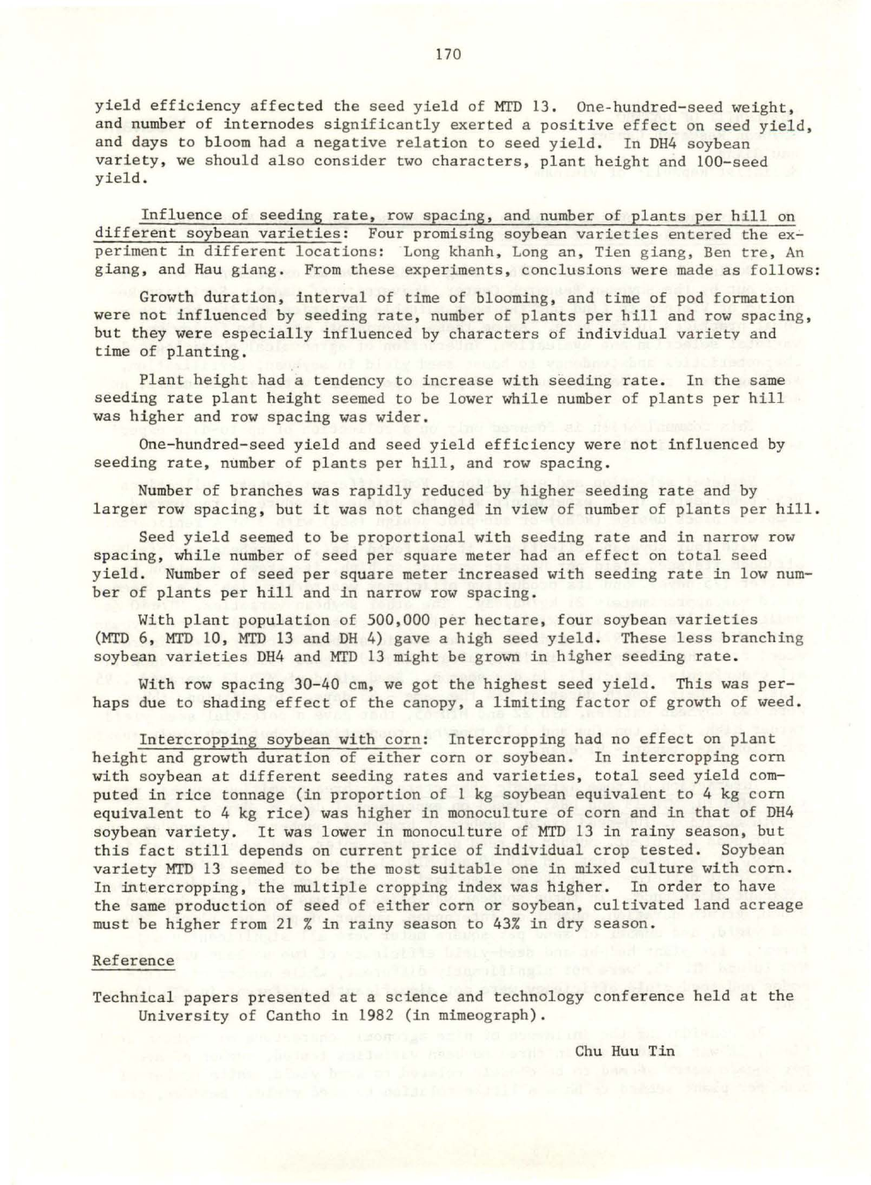yield efficiency affected the seed yield of MTD 13. One-hundred-seed weight, and number of internodes significantly exerted a positive effect on seed yield, and days to bloom had a negative relation to seed yield. In DH4 soybean variety, we should also consider two characters, plant height and 100-seed yield.

Influence of seeding rate, row spacing, and number of plants per hill on different soybean varieties: Four promising soybean varieties entered the experiment in different locations: Long khanh, Long an, Tien giang, Ben tre, An giang, and Hau giang. From these experiments, conclusions were made as follows:

Growth duration, interval of time of blooming, and time of pod formation were not influenced by seeding rate, number of plants per hill and row spacing, but they were especially influenced by characters of individual variety and time of planting.

Plant height had a tendency to increase with seeding rate. In the same seeding rate plant height seemed to be lower while number of plants per hill was higher and row spacing was wider.

One-hundred-seed yield and seed yield efficiency were not influenced by seeding rate, number of plants per hill, and row spacing.

Number of branches was rapidly reduced by higher seeding rate and by larger row spacing, but it was not changed in view of number of plants per hill.

Seed yield seemed to be proportional with seeding rate and in narrow row spacing, while number of seed per square meter had an effect on total seed yield. Number of seed per square meter increased with seeding rate in low number of plants per hill and in narrow row spacing.

With plant population of 500,000 per hectare, four soybean varieties (MTD 6, MTD 10, MTD 13 and DH 4) gave a high seed yield. These less branching soybean varieties DH4 and MTD 13 might be grown in higher seeding rate.

With row spacing 30-40 cm, we got the highest seed yield. This was perhaps due to shading effect of the canopy, a limiting factor of growth of weed.

Intercropping soybean with corn: Intercropping had no effect on plant height and growth duration of either corn or soybean. In intercropping corn with soybean at different seeding rates and varieties, total seed yield computed in rice tonnage (in proportion of 1 kg soybean equivalent to 4 kg corn equivalent to 4 kg rice) was higher in monoculture of corn and in that of DH4 soybean variety. It was lower in monoculture of MTD 13 in rainy season, but this fact still depends on current price of individual crop tested. Soybean variety MTD 13 seemed to be the most suitable one in mixed culture with corn. In intercropping, the multiple cropping index was higher. In order to have the same production of seed of either corn or soybean, cultivated land acreage must be higher from 21 % in rainy season to 43% in dry season.

## Reference

Technical papers presented at a science and technology conference held at the University of Cantho in 1982 (in mimeograph).

Chu Huu Tin